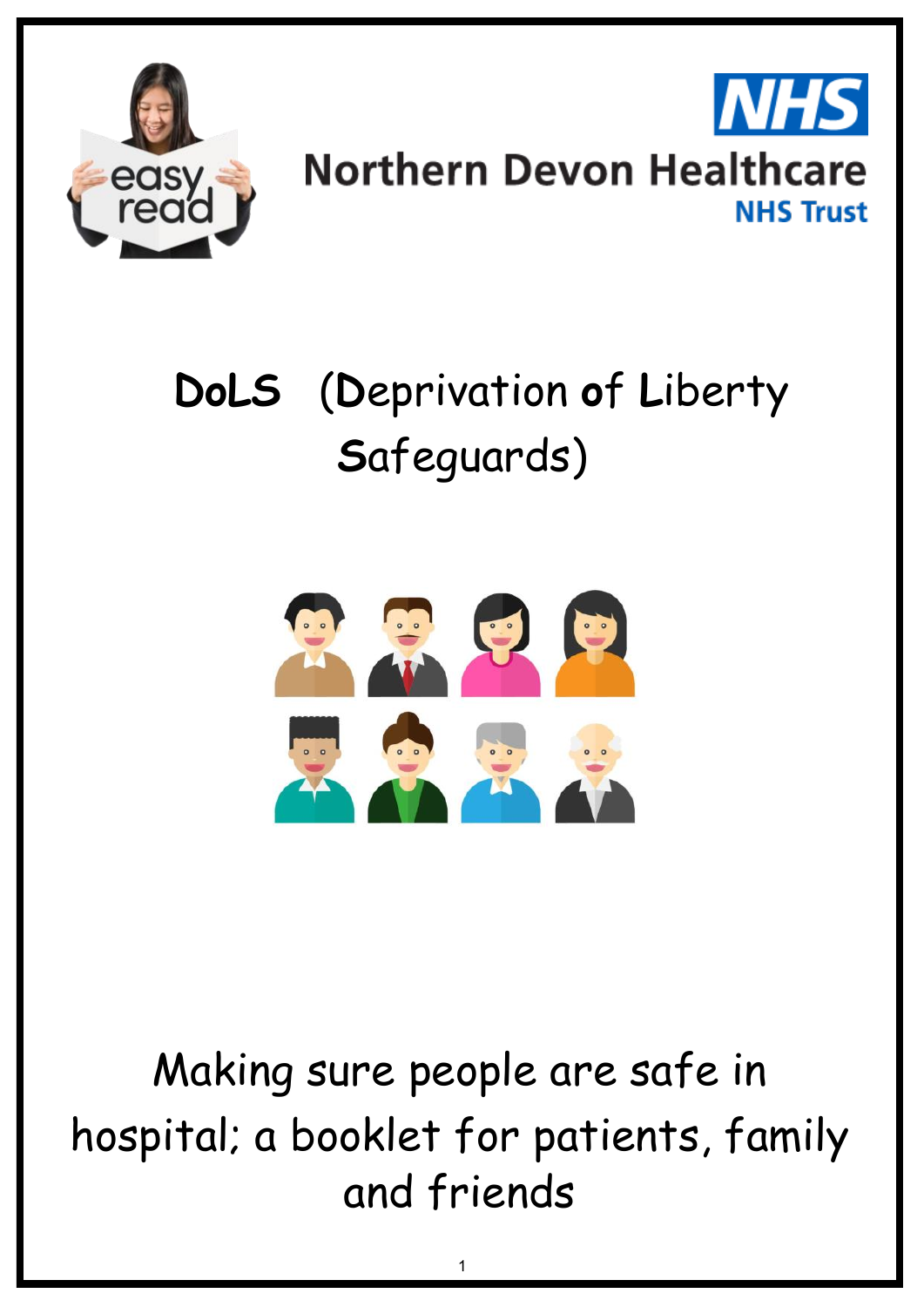Northern Devon Healthcare NHS Trust

# DoLS (Deprivation of Liberty Safeguards)

Making sure people are safe in hospital; a booklet for patients, family and friends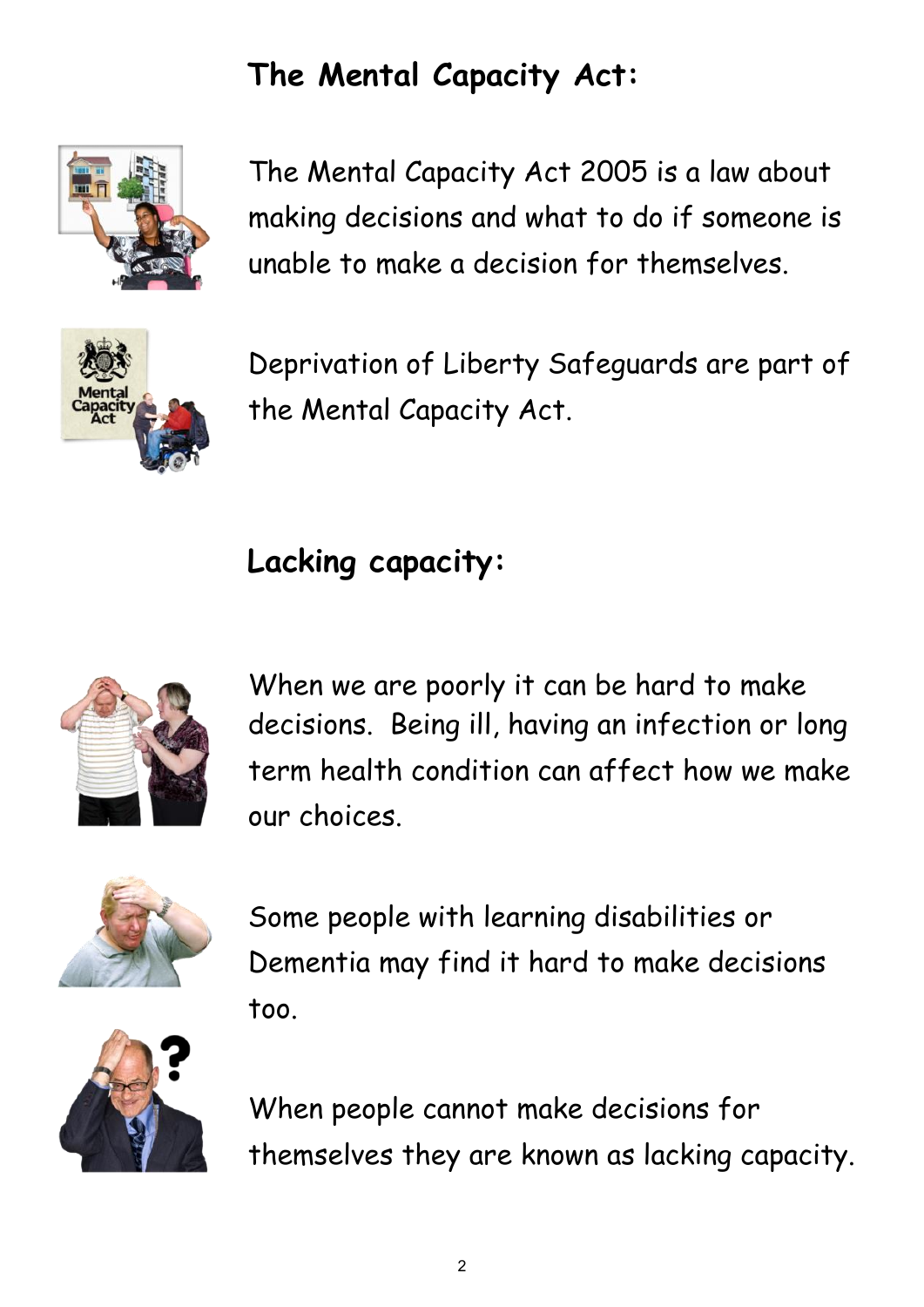## The Mental Capacity Act:

The Mental Capacity Act 2005 is a law about making decisions and what to do if someone is unable to make a decision for themselves.

Deprivation of Liberty Safeguards are part of the Mental Capacity Act.

## Lacking capacity:

When we are poorly it can be hard to make decisions. Being ill, having an infection or long term health condition can affect how we make our choices.

Some people with learning disabilities or Dementia may find it hard to make decisions too.

When people cannot make decisions for themselves they are known as lacking capacity.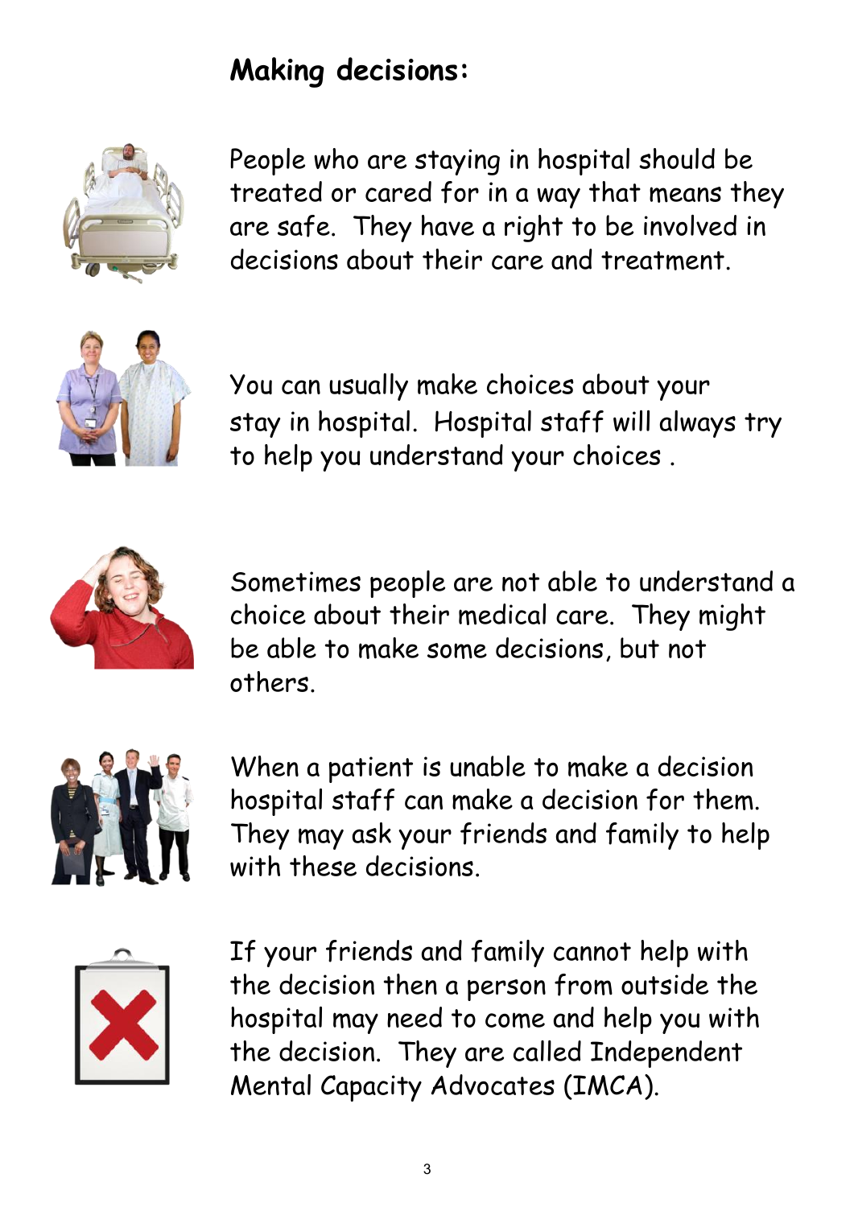## Making decisions:

People who are staying in hospital should be treated or cared for in a way that means they are safe. They have a right to be involved in decisions about their care and treatment.

You can usually make choices about your stay in hospital. Hospital staff will always try to help you understand your choices .

Sometimes people are not able to understand a choice about their medical care. They might be able to make some decisions, but not others.

When a patient is unable to make a decision hospital staff can make a decision for them. They may ask your friends and family to help with these decisions.

If your friends and family cannot help with the decision then a person from outside the hospital may need to come and help you with the decision. They are called Independent Mental Capacity Advocates (IMCA).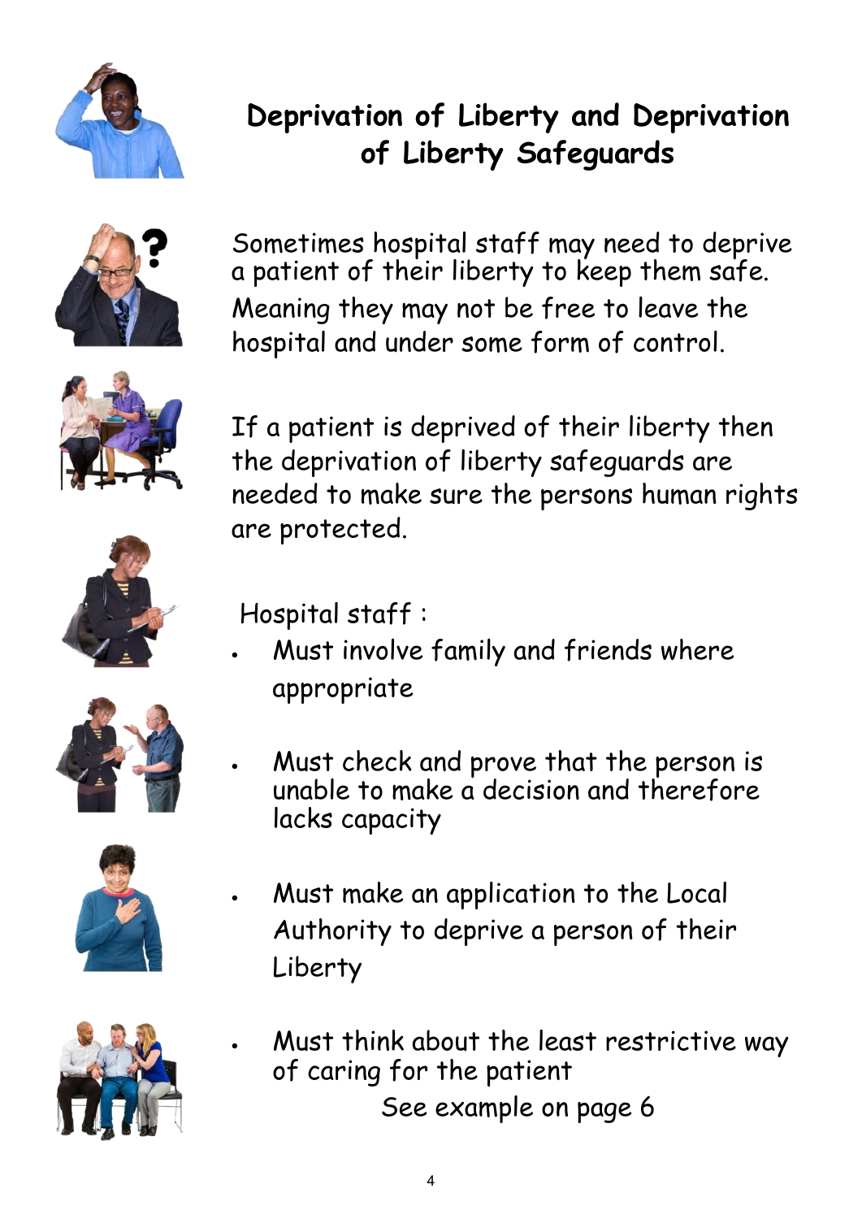# Deprivation of Liberty and Deprivation of Liberty Safeguards

Sometimes hospital staff may need to deprive a patient of their liberty to keep them safe. Meaning they may not be free to leave the hospital and under some form of control.

If a patient is deprived of their liberty then the deprivation of liberty safeguards are needed to make sure the persons human rights are protected.

Hospital staff :

- Must involve family and friends where appropriate
- Must check and prove that the person is unable to make a decision and therefore lacks capacity
- Must make an application to the Local Authority to deprive a person of their Liberty
- Must think about the least restrictive way of caring for the patient

See example on page 6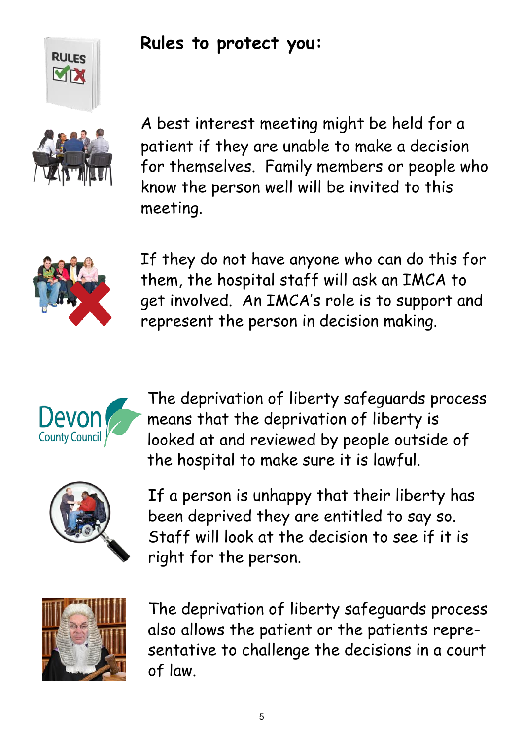## Rules to protect you:

A best interest meeting might be held for a patient if they are unable to make a decision for themselves. Family members or people who know the person well will be invited to this meeting.

If they do not have anyone who can do this for them, the hospital staff will ask an IMCA to get involved. An IMCA's role is to support and represent the person in decision making.

The deprivation of liberty safeguards process means that the deprivation of liberty is looked at and reviewed by people outside of the hospital to make sure it is lawful.

If a person is unhappy that their liberty has been deprived they are entitled to say so. Staff will look at the decision to see if it is right for the person.

The deprivation of liberty safeguards process also allows the patient or the patients representative to challenge the decisions in a court of law.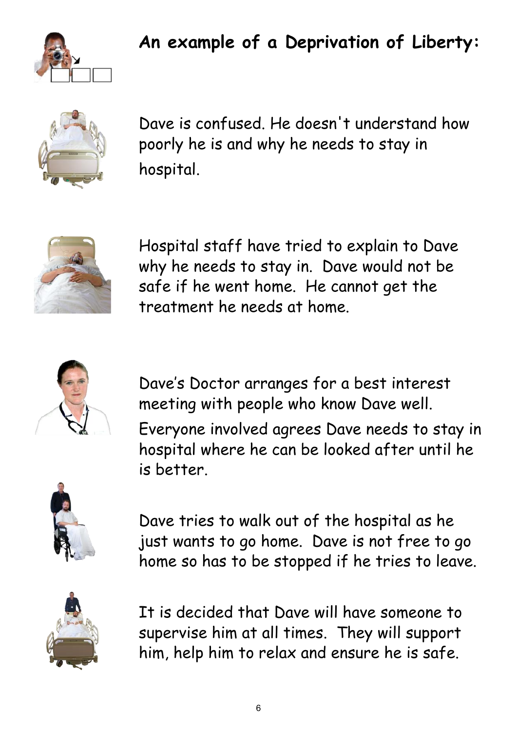## An example of a Deprivation of Liberty:

Dave is confused. He doesn't understand how poorly he is and why he needs to stay in hospital.

Hospital staff have tried to explain to Dave why he needs to stay in. Dave would not be safe if he went home. He cannot get the treatment he needs at home.

Dave's Doctor arranges for a best interest meeting with people who know Dave well.

Everyone involved agrees Dave needs to stay in hospital where he can be looked after until he is better.

Dave tries to walk out of the hospital as he just wants to go home. Dave is not free to go home so has to be stopped if he tries to leave.

It is decided that Dave will have someone to supervise him at all times. They will support him, help him to relax and ensure he is safe.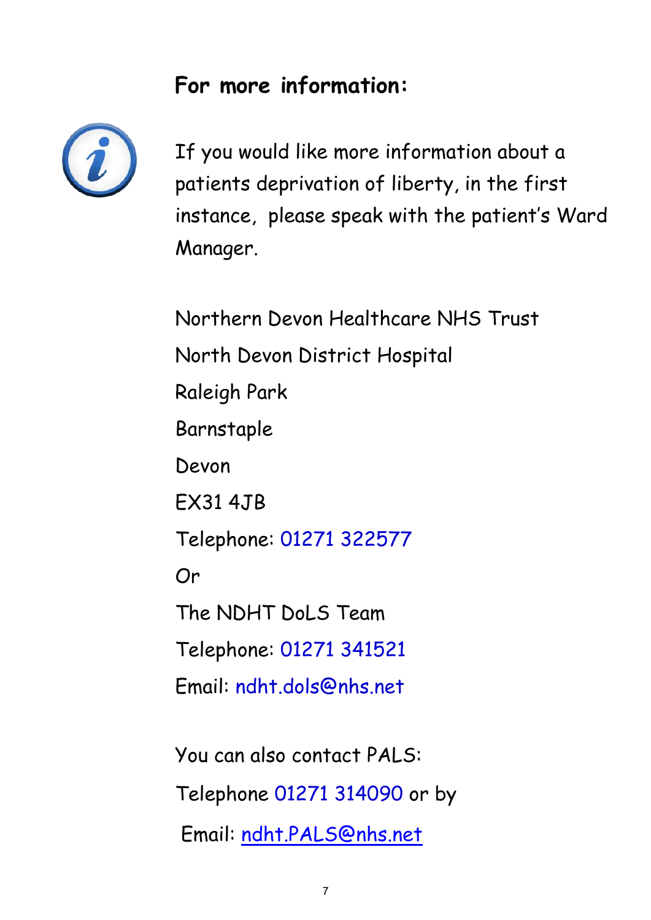## For more information:

If you would like more information about a patients deprivation of liberty, in the first instance, please speak with the patient's Ward Manager.

Northern Devon Healthcare NHS Trust
North Devon District Hospital
Raleigh Park
Barnstaple
Devon
EX31 4JB
Telephone: 01271 322577
Or
The NDHT DoLS Team
Telephone: 01271 341521
Email: ndht.dols@nhs.net

You can also contact PALS:
Telephone 01271 314090 or by
Email: ndht.PALS@nhs.net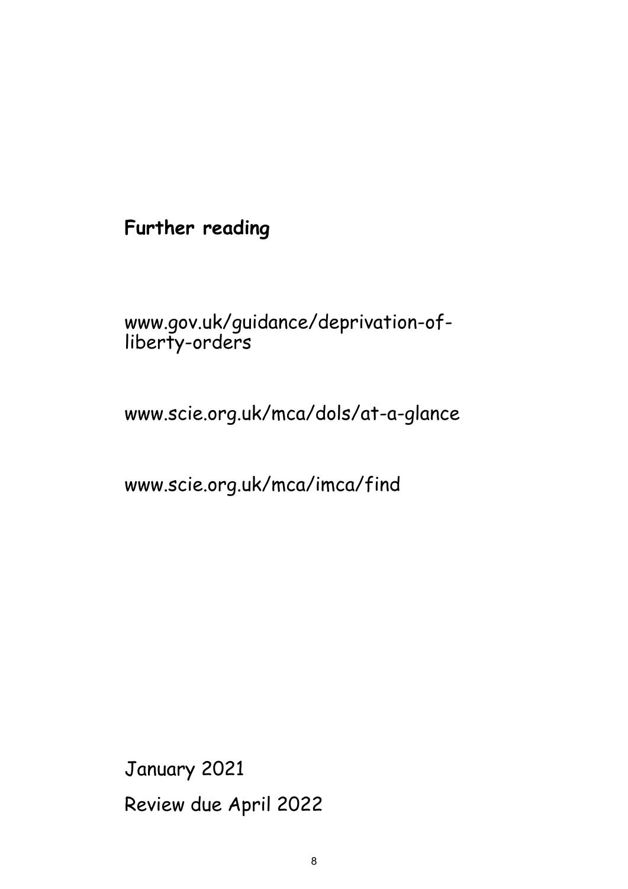## Further reading

www.gov.uk/guidance/deprivation-of-liberty-orders

www.scie.org.uk/mca/dols/at-a-glance

www.scie.org.uk/mca/imca/find

January 2021

Review due April 2022